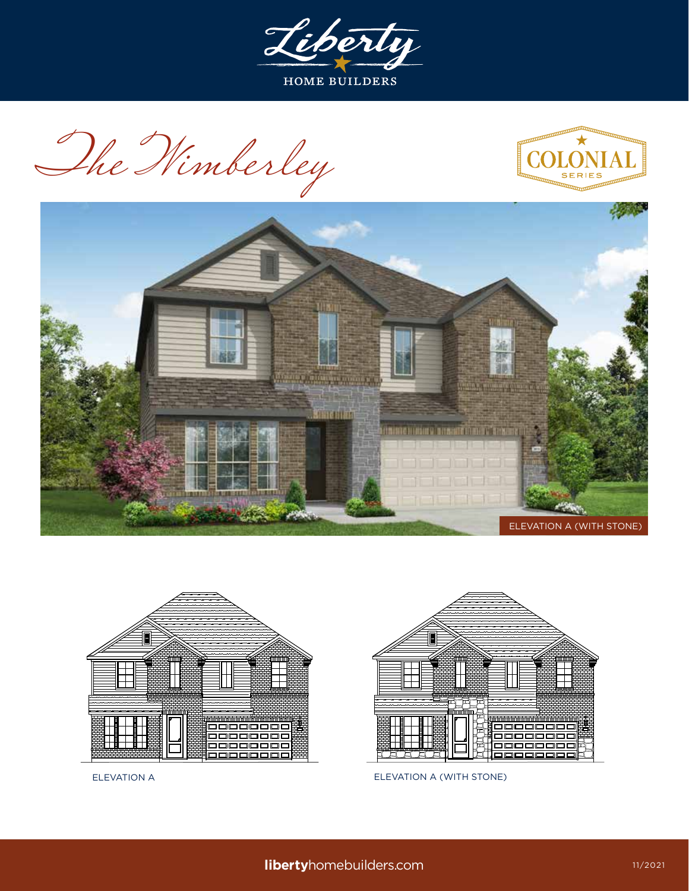Liberty

HOME BUILDERS

# The Wimberley

COLONIAL SERIES

ELEVATION A (WITH STONE)

ELEVATION A

ELEVATION A (WITH STONE)

**liberty**homebuilders.com

11/2021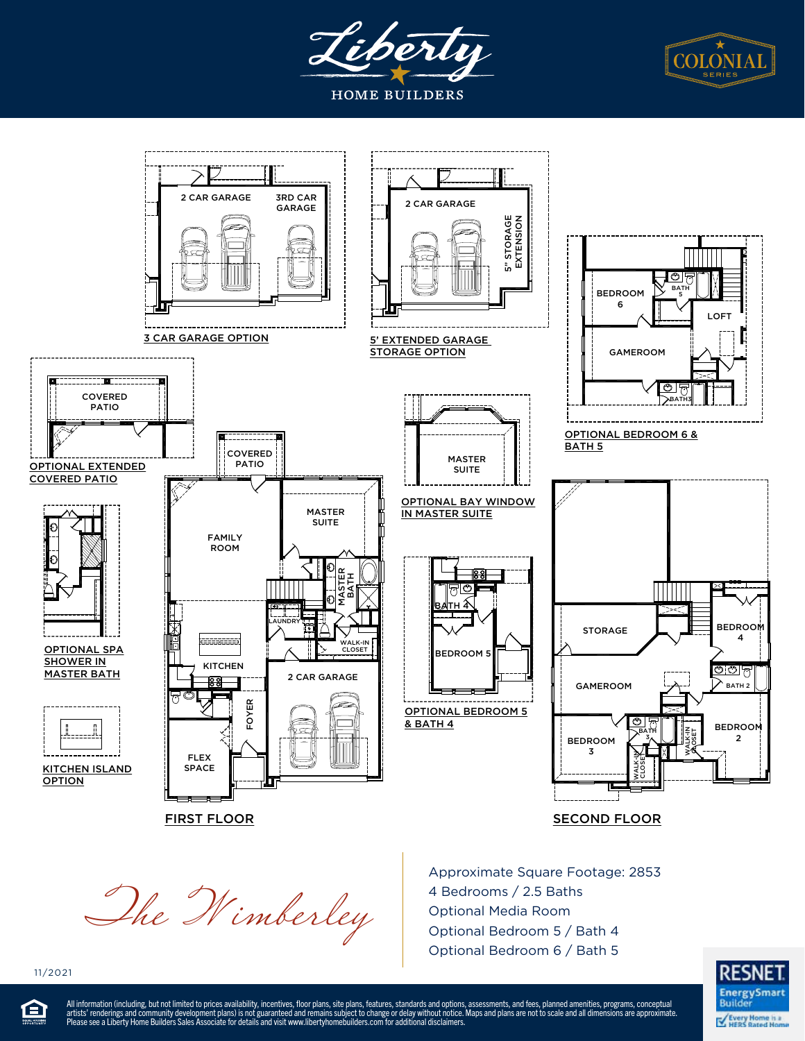Liberty

HOME BUILDERS

COLONIAL SERIES

2 CAR GARAGE
3RD CAR GARAGE

3 CAR GARAGE OPTION

2 CAR GARAGE
5" STORAGE EXTENSION

5' EXTENDED GARAGE STORAGE OPTION

BEDROOM 6
BATH 5
LOFT
GAMEROOM
BATH3

OPTIONAL BEDROOM 6 & BATH 5

COVERED PATIO

OPTIONAL EXTENDED COVERED PATIO

MASTER SUITE

OPTIONAL BAY WINDOW IN MASTER SUITE

OPTIONAL SPA SHOWER IN MASTER BATH

BATH 4
BEDROOM 5

OPTIONAL BEDROOM 5 & BATH 4

KITCHEN ISLAND OPTION

COVERED PATIO
FAMILY ROOM
MASTER SUITE
MASTER BATH
LAUNDRY
WALK-IN CLOSET
KITCHEN
2 CAR GARAGE
FOYER
FLEX SPACE

FIRST FLOOR

STORAGE
BEDROOM 4
GAMEROOM
BATH 2
BEDROOM 2
BEDROOM 3
BATH 3
WALK-IN CLOSET
WALK-IN CLOSET

SECOND FLOOR

*The Wimberley*

Approximate Square Footage: 2853
4 Bedrooms / 2.5 Baths
Optional Media Room
Optional Bedroom 5 / Bath 4
Optional Bedroom 6 / Bath 5

11/2021

RESNET EnergySmart Builder — Every Home is a HERS Rated Home

All information (including, but not limited to prices availability, incentives, floor plans, site plans, features, standards and options, assessments, and fees, planned amenities, programs, conceptual artists' renderings and community development plans) is not guaranteed and remains subject to change or delay without notice. Maps and plans are not to scale and all dimensions are approximate. Please see a Liberty Home Builders Sales Associate for details and visit www.libertyhomebuilders.com for additional disclaimers.